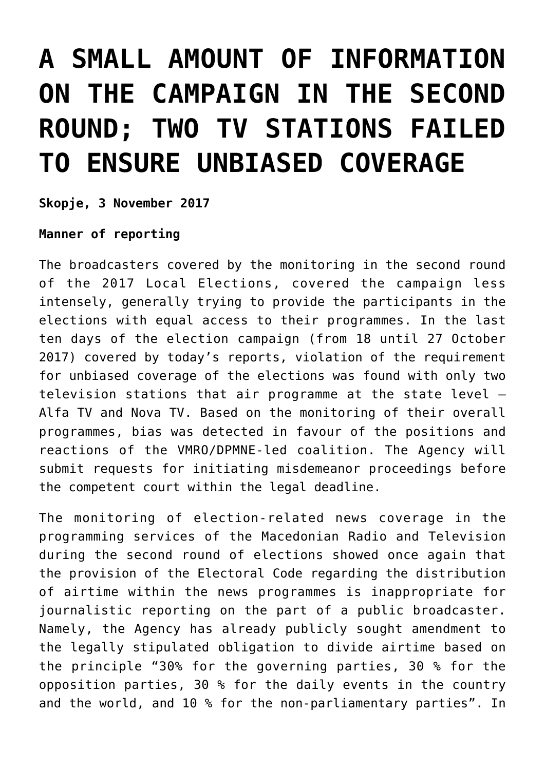# A SMALL AMOUNT OF INFORMATION ON THE CAMPAIGN IN THE SECOND ROUND; TWO TV STATIONS FAILED TO ENSURE UNBIASED COVERAGE

**Skopje, 3 November 2017**

**Manner of reporting**

The broadcasters covered by the monitoring in the second round of the 2017 Local Elections, covered the campaign less intensely, generally trying to provide the participants in the elections with equal access to their programmes. In the last ten days of the election campaign (from 18 until 27 October 2017) covered by today's reports, violation of the requirement for unbiased coverage of the elections was found with only two television stations that air programme at the state level – Alfa TV and Nova TV. Based on the monitoring of their overall programmes, bias was detected in favour of the positions and reactions of the VMRO/DPMNE-led coalition. The Agency will submit requests for initiating misdemeanor proceedings before the competent court within the legal deadline.

The monitoring of election-related news coverage in the programming services of the Macedonian Radio and Television during the second round of elections showed once again that the provision of the Electoral Code regarding the distribution of airtime within the news programmes is inappropriate for journalistic reporting on the part of a public broadcaster. Namely, the Agency has already publicly sought amendment to the legally stipulated obligation to divide airtime based on the principle "30% for the governing parties, 30 % for the opposition parties, 30 % for the daily events in the country and the world, and 10 % for the non-parliamentary parties". In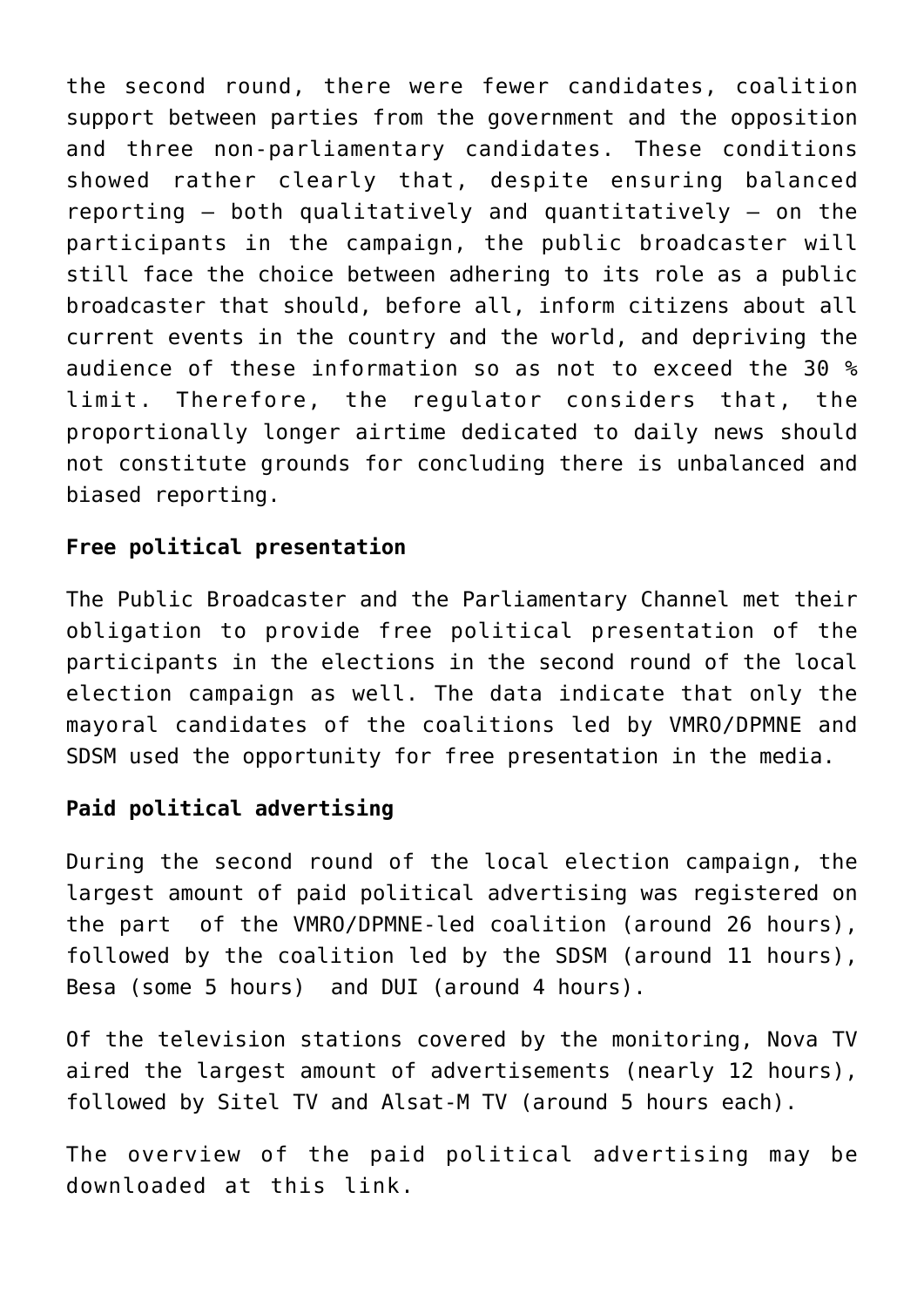the second round, there were fewer candidates, coalition support between parties from the government and the opposition and three non-parliamentary candidates. These conditions showed rather clearly that, despite ensuring balanced reporting – both qualitatively and quantitatively – on the participants in the campaign, the public broadcaster will still face the choice between adhering to its role as a public broadcaster that should, before all, inform citizens about all current events in the country and the world, and depriving the audience of these information so as not to exceed the 30 % limit. Therefore, the regulator considers that, the proportionally longer airtime dedicated to daily news should not constitute grounds for concluding there is unbalanced and biased reporting.

**Free political presentation**

The Public Broadcaster and the Parliamentary Channel met their obligation to provide free political presentation of the participants in the elections in the second round of the local election campaign as well. The data indicate that only the mayoral candidates of the coalitions led by VMRO/DPMNE and SDSM used the opportunity for free presentation in the media.

**Paid political advertising**

During the second round of the local election campaign, the largest amount of paid political advertising was registered on the part of the VMRO/DPMNE-led coalition (around 26 hours), followed by the coalition led by the SDSM (around 11 hours), Besa (some 5 hours) and DUI (around 4 hours).

Of the television stations covered by the monitoring, Nova TV aired the largest amount of advertisements (nearly 12 hours), followed by Sitel TV and Alsat-M TV (around 5 hours each).

The overview of the paid political advertising may be downloaded at this link.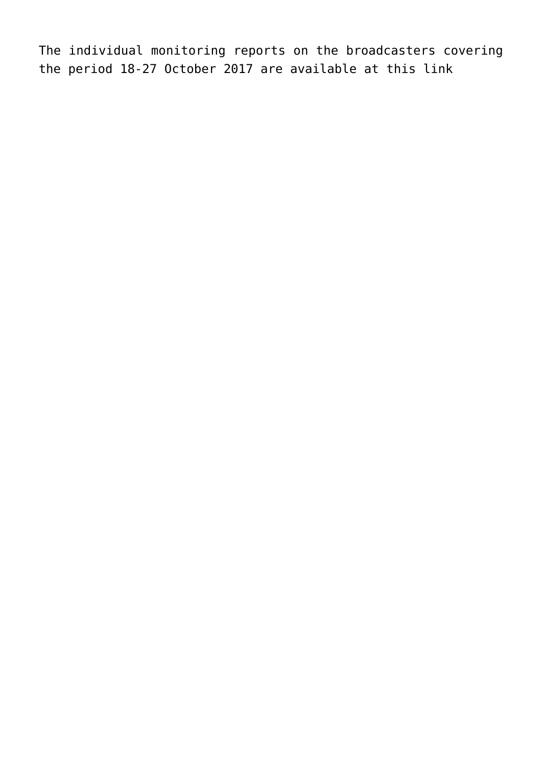The individual monitoring reports on the broadcasters covering the period 18-27 October 2017 are available at this link